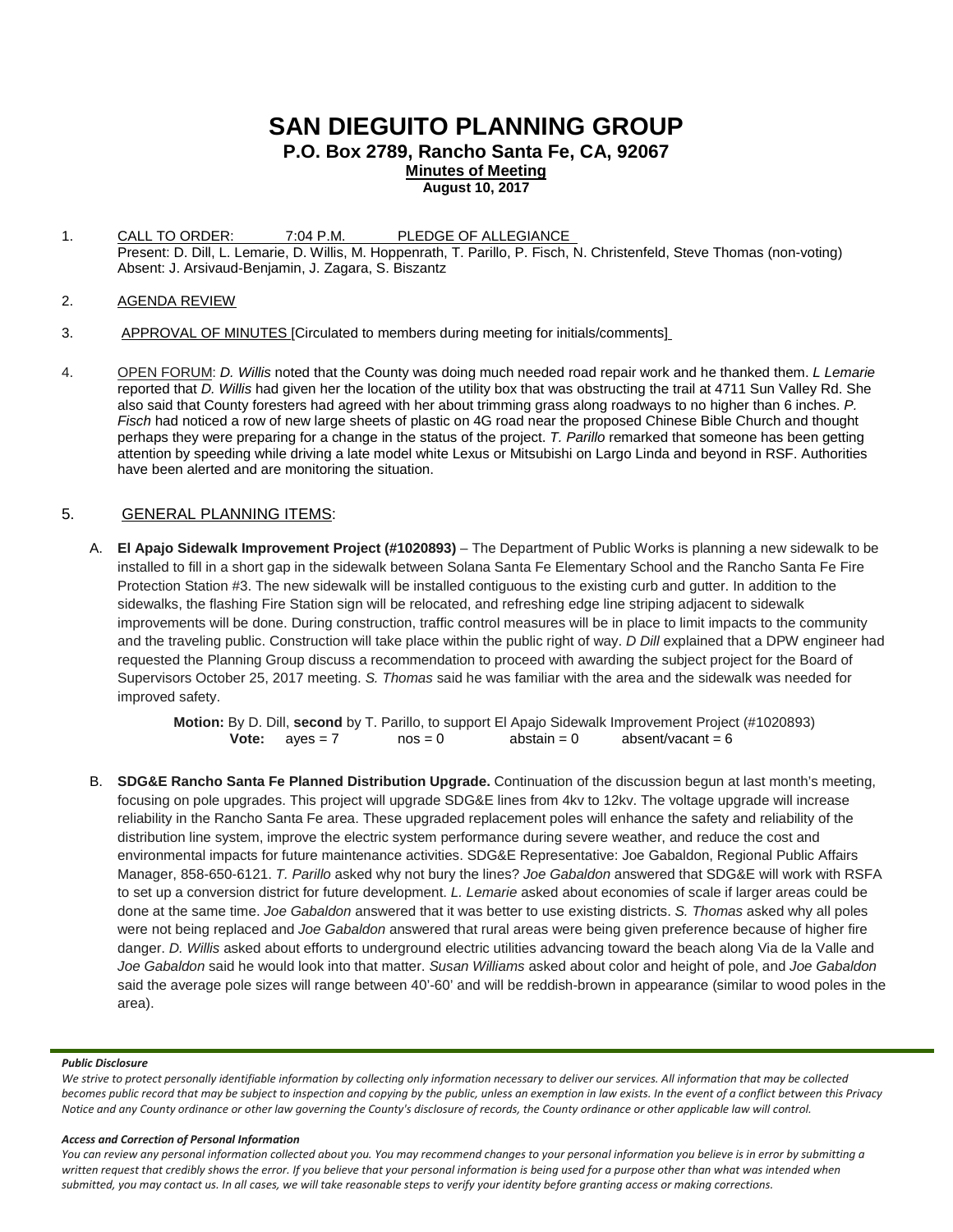# SAN DIEGUITO PLANNING GROUP

## P.O. Box 2789, Rancho Santa Fe, CA, 92067

**Minutes of Meeting**

**August 10, 2017**

1. CALL TO ORDER: 7:04 P.M. PLEDGE OF ALLEGIANCE
   Present: D. Dill, L. Lemarie, D. Willis, M. Hoppenrath, T. Parillo, P. Fisch, N. Christenfeld, Steve Thomas (non-voting)
   Absent: J. Arsivaud-Benjamin, J. Zagara, S. Biszantz

2. AGENDA REVIEW

3. APPROVAL OF MINUTES [Circulated to members during meeting for initials/comments]

4. OPEN FORUM: *D. Willis* noted that the County was doing much needed road repair work and he thanked them. *L Lemarie* reported that *D. Willis* had given her the location of the utility box that was obstructing the trail at 4711 Sun Valley Rd. She also said that County foresters had agreed with her about trimming grass along roadways to no higher than 6 inches. *P. Fisch* had noticed a row of new large sheets of plastic on 4G road near the proposed Chinese Bible Church and thought perhaps they were preparing for a change in the status of the project. *T. Parillo* remarked that someone has been getting attention by speeding while driving a late model white Lexus or Mitsubishi on Largo Linda and beyond in RSF. Authorities have been alerted and are monitoring the situation.

5. GENERAL PLANNING ITEMS:

   A. **El Apajo Sidewalk Improvement Project (#1020893)** – The Department of Public Works is planning a new sidewalk to be installed to fill in a short gap in the sidewalk between Solana Santa Fe Elementary School and the Rancho Santa Fe Fire Protection Station #3. The new sidewalk will be installed contiguous to the existing curb and gutter. In addition to the sidewalks, the flashing Fire Station sign will be relocated, and refreshing edge line striping adjacent to sidewalk improvements will be done. During construction, traffic control measures will be in place to limit impacts to the community and the traveling public. Construction will take place within the public right of way. *D Dill* explained that a DPW engineer had requested the Planning Group discuss a recommendation to proceed with awarding the subject project for the Board of Supervisors October 25, 2017 meeting. *S. Thomas* said he was familiar with the area and the sidewalk was needed for improved safety.

      **Motion:** By D. Dill, **second** by T. Parillo, to support El Apajo Sidewalk Improvement Project (#1020893)
      **Vote:** ayes = 7 nos = 0 abstain = 0 absent/vacant = 6

   B. **SDG&E Rancho Santa Fe Planned Distribution Upgrade.** Continuation of the discussion begun at last month's meeting, focusing on pole upgrades. This project will upgrade SDG&E lines from 4kv to 12kv. The voltage upgrade will increase reliability in the Rancho Santa Fe area. These upgraded replacement poles will enhance the safety and reliability of the distribution line system, improve the electric system performance during severe weather, and reduce the cost and environmental impacts for future maintenance activities. SDG&E Representative: Joe Gabaldon, Regional Public Affairs Manager, 858-650-6121. *T. Parillo* asked why not bury the lines? *Joe Gabaldon* answered that SDG&E will work with RSFA to set up a conversion district for future development. *L. Lemarie* asked about economies of scale if larger areas could be done at the same time. *Joe Gabaldon* answered that it was better to use existing districts. *S. Thomas* asked why all poles were not being replaced and *Joe Gabaldon* answered that rural areas were being given preference because of higher fire danger. *D. Willis* asked about efforts to underground electric utilities advancing toward the beach along Via de la Valle and *Joe Gabaldon* said he would look into that matter. *Susan Williams* asked about color and height of pole, and *Joe Gabaldon* said the average pole sizes will range between 40'-60' and will be reddish-brown in appearance (similar to wood poles in the area).

***Public Disclosure***

*We strive to protect personally identifiable information by collecting only information necessary to deliver our services. All information that may be collected becomes public record that may be subject to inspection and copying by the public, unless an exemption in law exists. In the event of a conflict between this Privacy Notice and any County ordinance or other law governing the County's disclosure of records, the County ordinance or other applicable law will control.*

***Access and Correction of Personal Information***

*You can review any personal information collected about you. You may recommend changes to your personal information you believe is in error by submitting a written request that credibly shows the error. If you believe that your personal information is being used for a purpose other than what was intended when submitted, you may contact us. In all cases, we will take reasonable steps to verify your identity before granting access or making corrections.*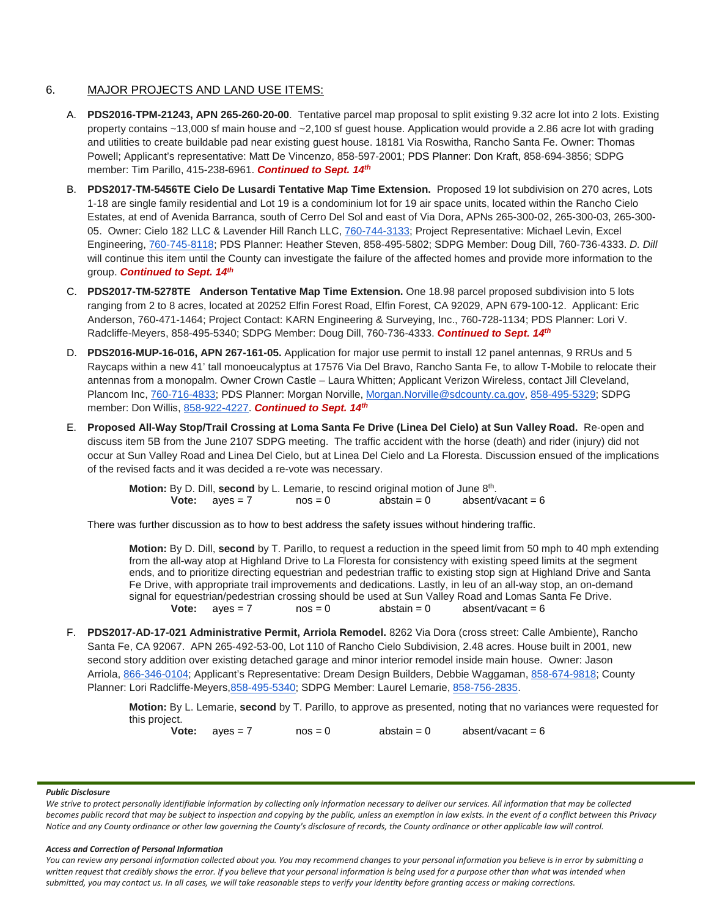## 6. MAJOR PROJECTS AND LAND USE ITEMS:

A. **PDS2016-TPM-21243, APN 265-260-20-00**. Tentative parcel map proposal to split existing 9.32 acre lot into 2 lots. Existing property contains ~13,000 sf main house and ~2,100 sf guest house. Application would provide a 2.86 acre lot with grading and utilities to create buildable pad near existing guest house. 18181 Via Roswitha, Rancho Santa Fe. Owner: Thomas Powell; Applicant's representative: Matt De Vincenzo, 858-597-2001; PDS Planner: Don Kraft, 858-694-3856; SDPG member: Tim Parillo, 415-238-6961. ***Continued to Sept. 14th***

B. **PDS2017-TM-5456TE Cielo De Lusardi Tentative Map Time Extension.** Proposed 19 lot subdivision on 270 acres, Lots 1-18 are single family residential and Lot 19 is a condominium lot for 19 air space units, located within the Rancho Cielo Estates, at end of Avenida Barranca, south of Cerro Del Sol and east of Via Dora, APNs 265-300-02, 265-300-03, 265-300-05. Owner: Cielo 182 LLC & Lavender Hill Ranch LLC, 760-744-3133; Project Representative: Michael Levin, Excel Engineering, 760-745-8118; PDS Planner: Heather Steven, 858-495-5802; SDPG Member: Doug Dill, 760-736-4333. *D. Dill* will continue this item until the County can investigate the failure of the affected homes and provide more information to the group. ***Continued to Sept. 14th***

C. **PDS2017-TM-5278TE Anderson Tentative Map Time Extension.** One 18.98 parcel proposed subdivision into 5 lots ranging from 2 to 8 acres, located at 20252 Elfin Forest Road, Elfin Forest, CA 92029, APN 679-100-12. Applicant: Eric Anderson, 760-471-1464; Project Contact: KARN Engineering & Surveying, Inc., 760-728-1134; PDS Planner: Lori V. Radcliffe-Meyers, 858-495-5340; SDPG Member: Doug Dill, 760-736-4333. ***Continued to Sept. 14th***

D. **PDS2016-MUP-16-016, APN 267-161-05.** Application for major use permit to install 12 panel antennas, 9 RRUs and 5 Raycaps within a new 41' tall monoeucalyptus at 17576 Via Del Bravo, Rancho Santa Fe, to allow T-Mobile to relocate their antennas from a monopalm. Owner Crown Castle – Laura Whitten; Applicant Verizon Wireless, contact Jill Cleveland, Plancom Inc, 760-716-4833; PDS Planner: Morgan Norville, Morgan.Norville@sdcounty.ca.gov, 858-495-5329; SDPG member: Don Willis, 858-922-4227. ***Continued to Sept. 14th***

E. **Proposed All-Way Stop/Trail Crossing at Loma Santa Fe Drive (Linea Del Cielo) at Sun Valley Road.** Re-open and discuss item 5B from the June 2107 SDPG meeting. The traffic accident with the horse (death) and rider (injury) did not occur at Sun Valley Road and Linea Del Cielo, but at Linea Del Cielo and La Floresta. Discussion ensued of the implications of the revised facts and it was decided a re-vote was necessary.

> **Motion:** By D. Dill, **second** by L. Lemarie, to rescind original motion of June 8th.
> **Vote:** ayes = 7 nos = 0 abstain = 0 absent/vacant = 6

There was further discussion as to how to best address the safety issues without hindering traffic.

> **Motion:** By D. Dill, **second** by T. Parillo, to request a reduction in the speed limit from 50 mph to 40 mph extending from the all-way atop at Highland Drive to La Floresta for consistency with existing speed limits at the segment ends, and to prioritize directing equestrian and pedestrian traffic to existing stop sign at Highland Drive and Santa Fe Drive, with appropriate trail improvements and dedications. Lastly, in lieu of an all-way stop, an on-demand signal for equestrian/pedestrian crossing should be used at Sun Valley Road and Lomas Santa Fe Drive.
> **Vote:** ayes = 7 nos = 0 abstain = 0 absent/vacant = 6

F. **PDS2017-AD-17-021 Administrative Permit, Arriola Remodel.** 8262 Via Dora (cross street: Calle Ambiente), Rancho Santa Fe, CA 92067. APN 265-492-53-00, Lot 110 of Rancho Cielo Subdivision, 2.48 acres. House built in 2001, new second story addition over existing detached garage and minor interior remodel inside main house. Owner: Jason Arriola, 866-346-0104; Applicant's Representative: Dream Design Builders, Debbie Waggaman, 858-674-9818; County Planner: Lori Radcliffe-Meyers,858-495-5340; SDPG Member: Laurel Lemarie, 858-756-2835.

> **Motion:** By L. Lemarie, **second** by T. Parillo, to approve as presented, noting that no variances were requested for this project.
> **Vote:** ayes = 7 nos = 0 abstain = 0 absent/vacant = 6

***Public Disclosure***

*We strive to protect personally identifiable information by collecting only information necessary to deliver our services. All information that may be collected becomes public record that may be subject to inspection and copying by the public, unless an exemption in law exists. In the event of a conflict between this Privacy Notice and any County ordinance or other law governing the County's disclosure of records, the County ordinance or other applicable law will control.*

***Access and Correction of Personal Information***

*You can review any personal information collected about you. You may recommend changes to your personal information you believe is in error by submitting a written request that credibly shows the error. If you believe that your personal information is being used for a purpose other than what was intended when submitted, you may contact us. In all cases, we will take reasonable steps to verify your identity before granting access or making corrections.*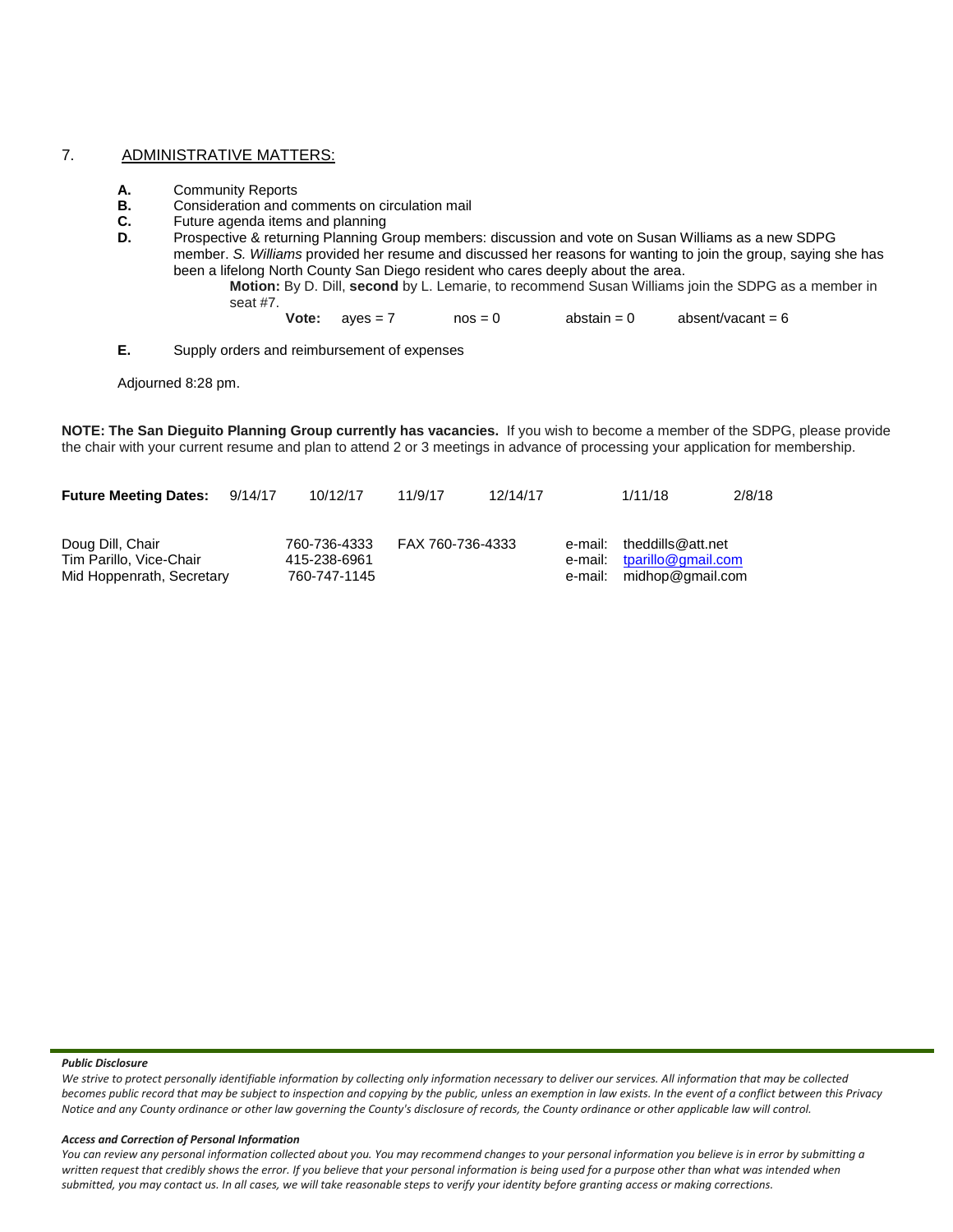7. ADMINISTRATIVE MATTERS:

**A.** Community Reports

**B.** Consideration and comments on circulation mail

**C.** Future agenda items and planning

**D.** Prospective & returning Planning Group members: discussion and vote on Susan Williams as a new SDPG member. *S. Williams* provided her resume and discussed her reasons for wanting to join the group, saying she has been a lifelong North County San Diego resident who cares deeply about the area.

**Motion:** By D. Dill, **second** by L. Lemarie, to recommend Susan Williams join the SDPG as a member in seat #7.

**Vote:** ayes = 7 nos = 0 abstain = 0 absent/vacant = 6

**E.** Supply orders and reimbursement of expenses

Adjourned 8:28 pm.

**NOTE: The San Dieguito Planning Group currently has vacancies.** If you wish to become a member of the SDPG, please provide the chair with your current resume and plan to attend 2 or 3 meetings in advance of processing your application for membership.

**Future Meeting Dates:** 9/14/17 10/12/17 11/9/17 12/14/17 1/11/18 2/8/18

| | | | |
|---|---|---|---|
| Doug Dill, Chair | 760-736-4333 | FAX 760-736-4333 | e-mail: theddills@att.net |
| Tim Parillo, Vice-Chair | 415-238-6961 | | e-mail: tparillo@gmail.com |
| Mid Hoppenrath, Secretary | 760-747-1145 | | e-mail: midhop@gmail.com |

***Public Disclosure***

*We strive to protect personally identifiable information by collecting only information necessary to deliver our services. All information that may be collected becomes public record that may be subject to inspection and copying by the public, unless an exemption in law exists. In the event of a conflict between this Privacy Notice and any County ordinance or other law governing the County's disclosure of records, the County ordinance or other applicable law will control.*

***Access and Correction of Personal Information***

*You can review any personal information collected about you. You may recommend changes to your personal information you believe is in error by submitting a written request that credibly shows the error. If you believe that your personal information is being used for a purpose other than what was intended when submitted, you may contact us. In all cases, we will take reasonable steps to verify your identity before granting access or making corrections.*